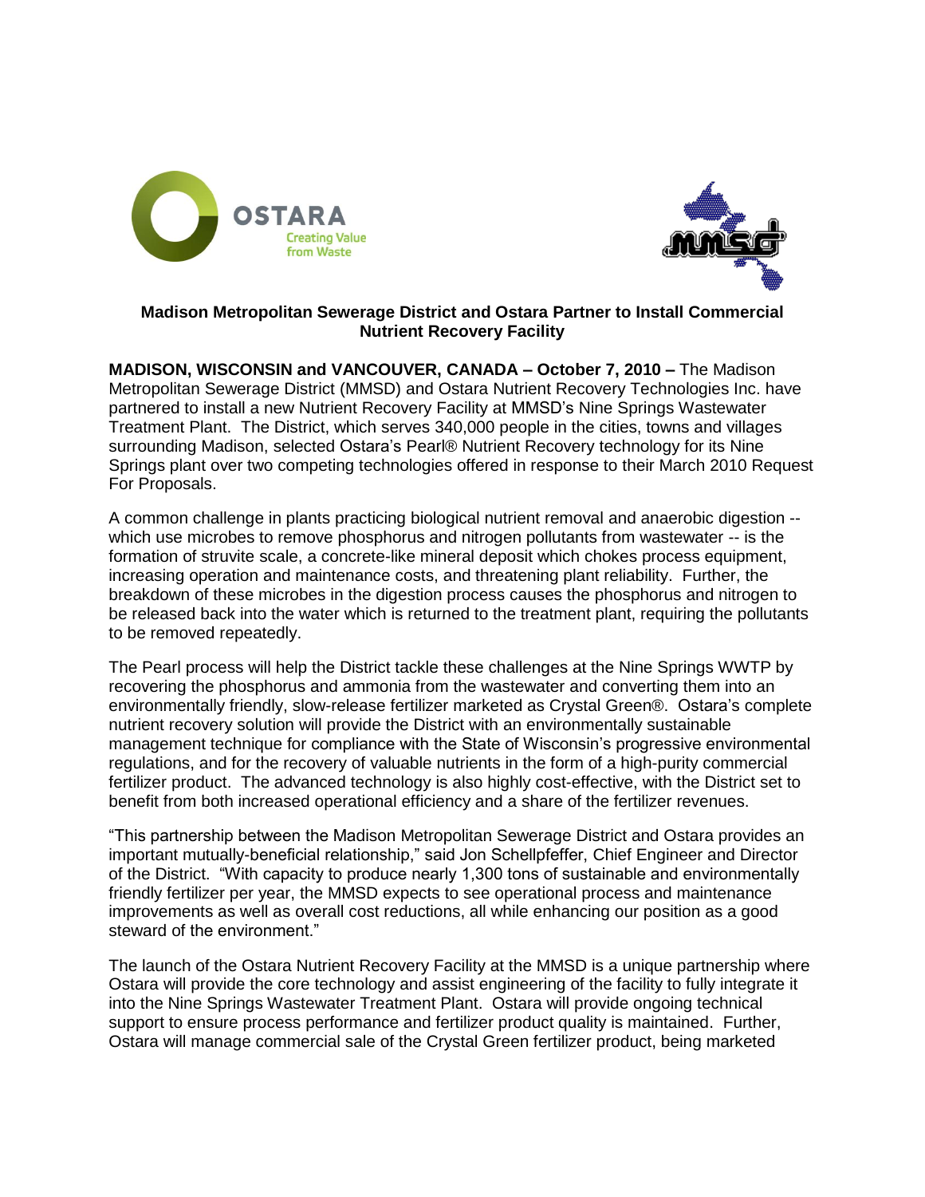**Madison Metropolitan Sewerage District and Ostara Partner to Install Commercial Nutrient Recovery Facility**

**MADISON, WISCONSIN and VANCOUVER, CANADA – October 7, 2010 –** The Madison Metropolitan Sewerage District (MMSD) and Ostara Nutrient Recovery Technologies Inc. have partnered to install a new Nutrient Recovery Facility at MMSD's Nine Springs Wastewater Treatment Plant. The District, which serves 340,000 people in the cities, towns and villages surrounding Madison, selected Ostara's Pearl® Nutrient Recovery technology for its Nine Springs plant over two competing technologies offered in response to their March 2010 Request For Proposals.

A common challenge in plants practicing biological nutrient removal and anaerobic digestion -- which use microbes to remove phosphorus and nitrogen pollutants from wastewater -- is the formation of struvite scale, a concrete-like mineral deposit which chokes process equipment, increasing operation and maintenance costs, and threatening plant reliability. Further, the breakdown of these microbes in the digestion process causes the phosphorus and nitrogen to be released back into the water which is returned to the treatment plant, requiring the pollutants to be removed repeatedly.

The Pearl process will help the District tackle these challenges at the Nine Springs WWTP by recovering the phosphorus and ammonia from the wastewater and converting them into an environmentally friendly, slow-release fertilizer marketed as Crystal Green®. Ostara's complete nutrient recovery solution will provide the District with an environmentally sustainable management technique for compliance with the State of Wisconsin's progressive environmental regulations, and for the recovery of valuable nutrients in the form of a high-purity commercial fertilizer product. The advanced technology is also highly cost-effective, with the District set to benefit from both increased operational efficiency and a share of the fertilizer revenues.

"This partnership between the Madison Metropolitan Sewerage District and Ostara provides an important mutually-beneficial relationship," said Jon Schellpfeffer, Chief Engineer and Director of the District. "With capacity to produce nearly 1,300 tons of sustainable and environmentally friendly fertilizer per year, the MMSD expects to see operational process and maintenance improvements as well as overall cost reductions, all while enhancing our position as a good steward of the environment."

The launch of the Ostara Nutrient Recovery Facility at the MMSD is a unique partnership where Ostara will provide the core technology and assist engineering of the facility to fully integrate it into the Nine Springs Wastewater Treatment Plant. Ostara will provide ongoing technical support to ensure process performance and fertilizer product quality is maintained. Further, Ostara will manage commercial sale of the Crystal Green fertilizer product, being marketed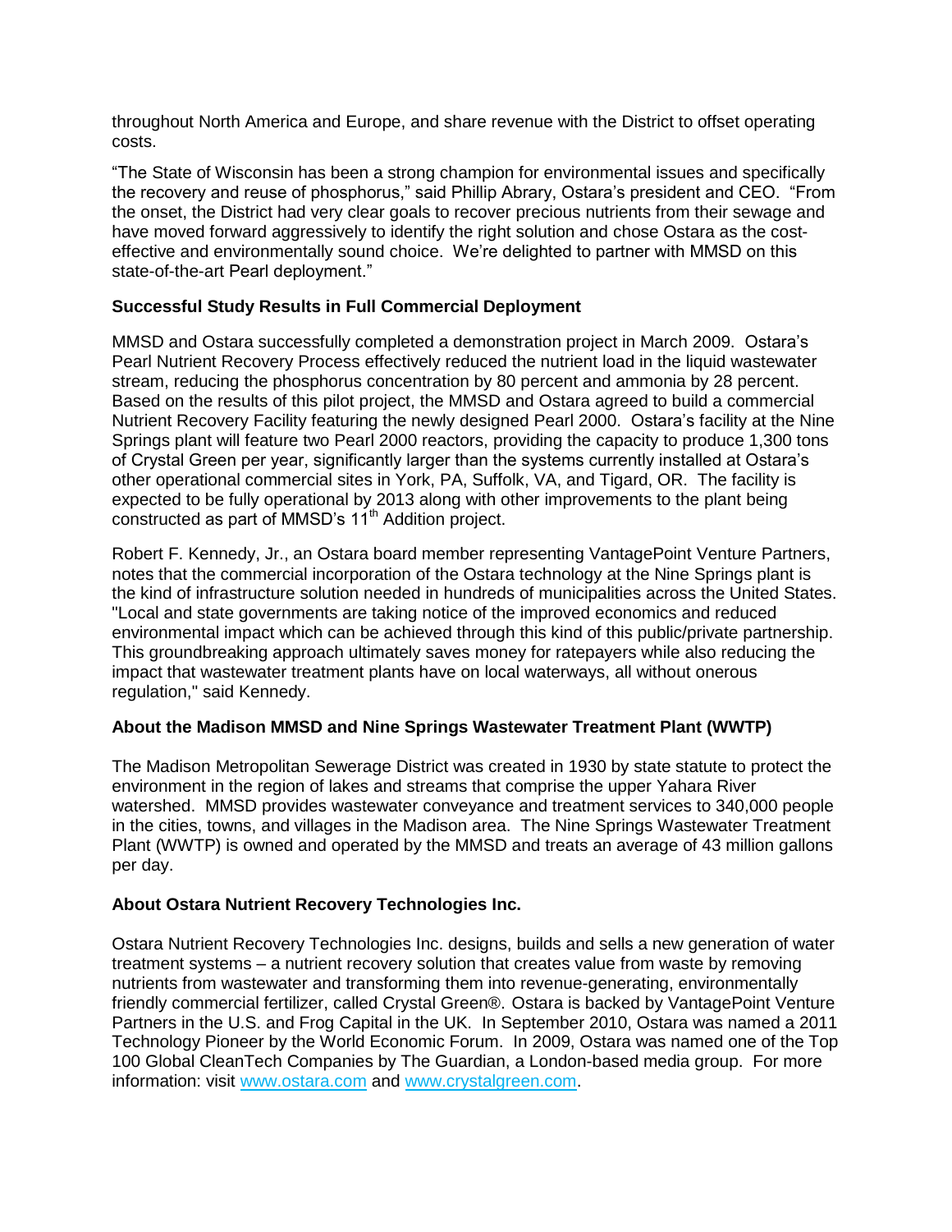throughout North America and Europe, and share revenue with the District to offset operating costs.

"The State of Wisconsin has been a strong champion for environmental issues and specifically the recovery and reuse of phosphorus," said Phillip Abrary, Ostara's president and CEO. "From the onset, the District had very clear goals to recover precious nutrients from their sewage and have moved forward aggressively to identify the right solution and chose Ostara as the cost-effective and environmentally sound choice. We're delighted to partner with MMSD on this state-of-the-art Pearl deployment."

**Successful Study Results in Full Commercial Deployment**

MMSD and Ostara successfully completed a demonstration project in March 2009. Ostara's Pearl Nutrient Recovery Process effectively reduced the nutrient load in the liquid wastewater stream, reducing the phosphorus concentration by 80 percent and ammonia by 28 percent. Based on the results of this pilot project, the MMSD and Ostara agreed to build a commercial Nutrient Recovery Facility featuring the newly designed Pearl 2000. Ostara's facility at the Nine Springs plant will feature two Pearl 2000 reactors, providing the capacity to produce 1,300 tons of Crystal Green per year, significantly larger than the systems currently installed at Ostara's other operational commercial sites in York, PA, Suffolk, VA, and Tigard, OR. The facility is expected to be fully operational by 2013 along with other improvements to the plant being constructed as part of MMSD's 11th Addition project.

Robert F. Kennedy, Jr., an Ostara board member representing VantagePoint Venture Partners, notes that the commercial incorporation of the Ostara technology at the Nine Springs plant is the kind of infrastructure solution needed in hundreds of municipalities across the United States. "Local and state governments are taking notice of the improved economics and reduced environmental impact which can be achieved through this kind of this public/private partnership. This groundbreaking approach ultimately saves money for ratepayers while also reducing the impact that wastewater treatment plants have on local waterways, all without onerous regulation," said Kennedy.

**About the Madison MMSD and Nine Springs Wastewater Treatment Plant (WWTP)**

The Madison Metropolitan Sewerage District was created in 1930 by state statute to protect the environment in the region of lakes and streams that comprise the upper Yahara River watershed. MMSD provides wastewater conveyance and treatment services to 340,000 people in the cities, towns, and villages in the Madison area. The Nine Springs Wastewater Treatment Plant (WWTP) is owned and operated by the MMSD and treats an average of 43 million gallons per day.

**About Ostara Nutrient Recovery Technologies Inc.**

Ostara Nutrient Recovery Technologies Inc. designs, builds and sells a new generation of water treatment systems – a nutrient recovery solution that creates value from waste by removing nutrients from wastewater and transforming them into revenue-generating, environmentally friendly commercial fertilizer, called Crystal Green®. Ostara is backed by VantagePoint Venture Partners in the U.S. and Frog Capital in the UK. In September 2010, Ostara was named a 2011 Technology Pioneer by the World Economic Forum. In 2009, Ostara was named one of the Top 100 Global CleanTech Companies by The Guardian, a London-based media group. For more information: visit www.ostara.com and www.crystalgreen.com.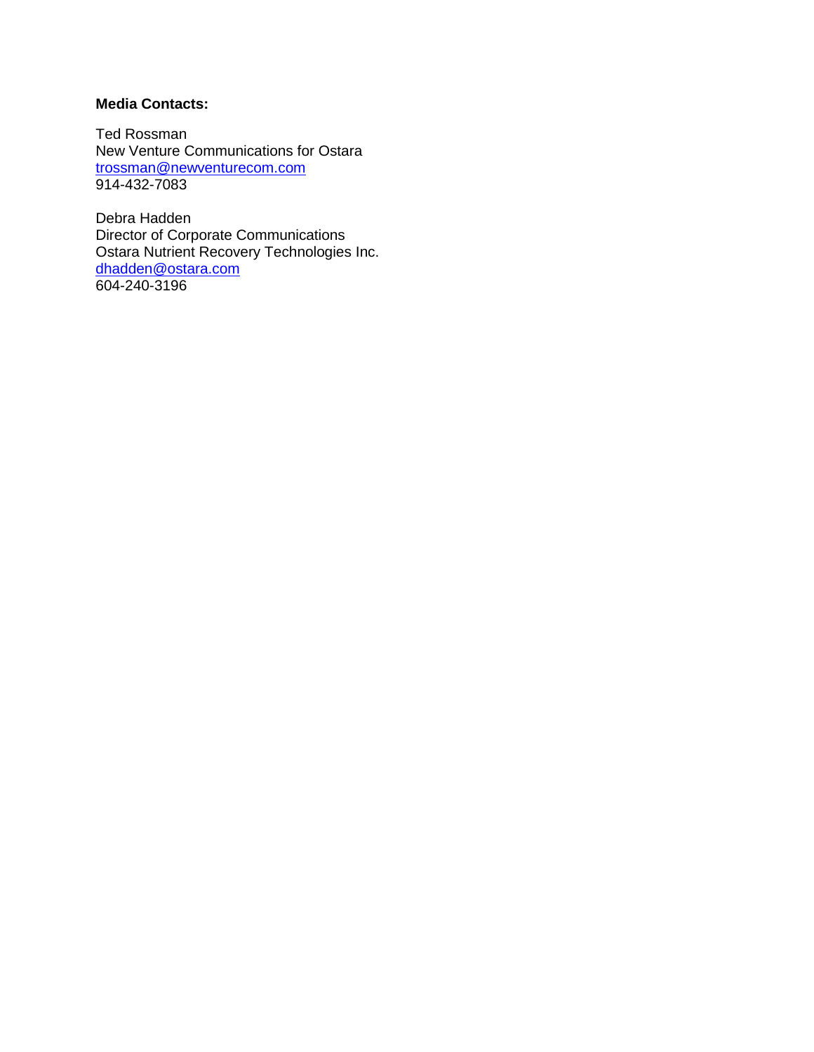**Media Contacts:**

Ted Rossman
New Venture Communications for Ostara
trossman@newventurecom.com
914-432-7083

Debra Hadden
Director of Corporate Communications
Ostara Nutrient Recovery Technologies Inc.
dhadden@ostara.com
604-240-3196